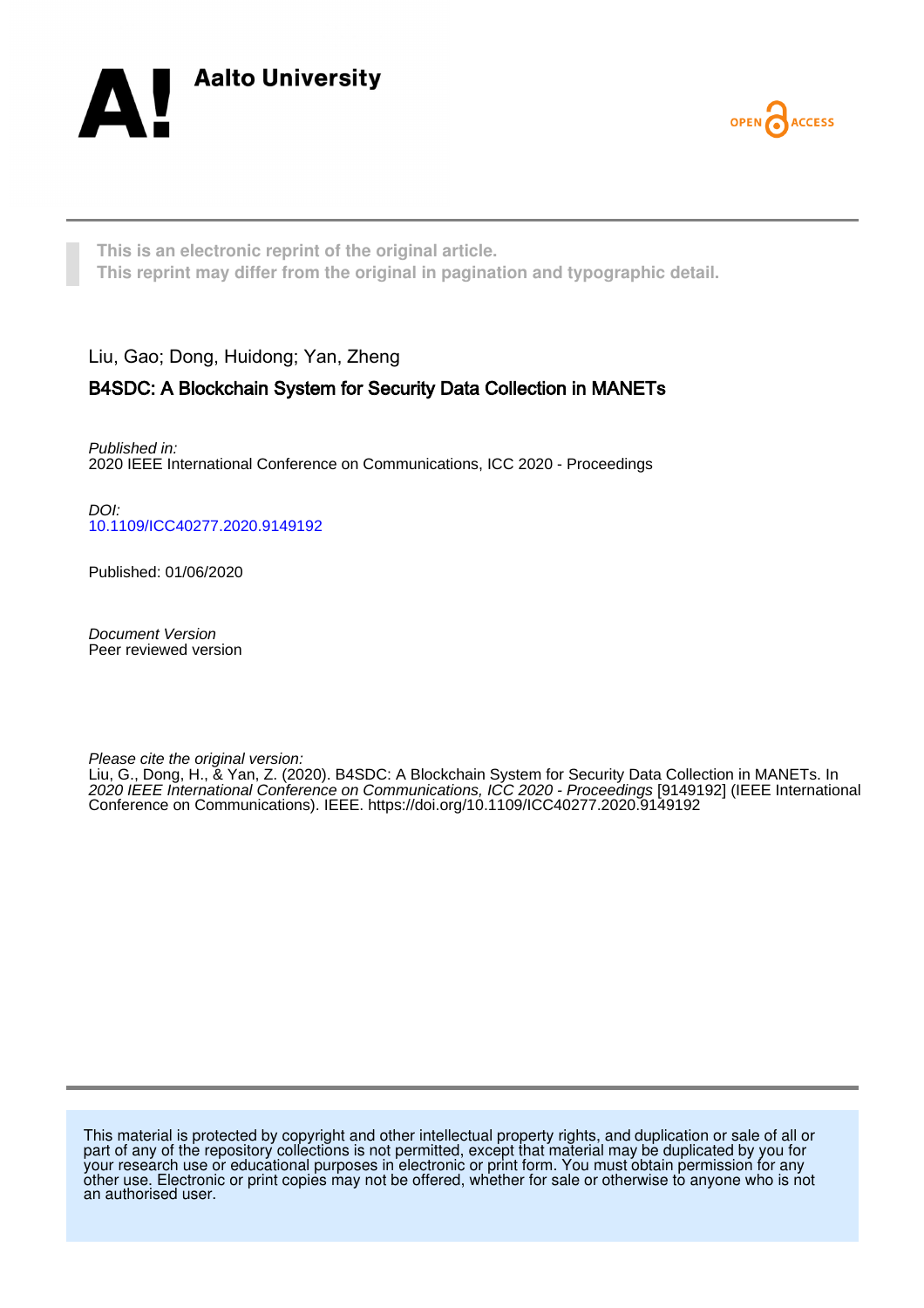Aalto University

OPEN ACCESS

This is an electronic reprint of the original article.
This reprint may differ from the original in pagination and typographic detail.

Liu, Gao; Dong, Huidong; Yan, Zheng

# B4SDC: A Blockchain System for Security Data Collection in MANETs

*Published in:*
2020 IEEE International Conference on Communications, ICC 2020 - Proceedings

*DOI:*
10.1109/ICC40277.2020.9149192

Published: 01/06/2020

*Document Version*
Peer reviewed version

*Please cite the original version:*
Liu, G., Dong, H., & Yan, Z. (2020). B4SDC: A Blockchain System for Security Data Collection in MANETs. In *2020 IEEE International Conference on Communications, ICC 2020 - Proceedings* [9149192] (IEEE International Conference on Communications). IEEE. https://doi.org/10.1109/ICC40277.2020.9149192

This material is protected by copyright and other intellectual property rights, and duplication or sale of all or part of any of the repository collections is not permitted, except that material may be duplicated by you for your research use or educational purposes in electronic or print form. You must obtain permission for any other use. Electronic or print copies may not be offered, whether for sale or otherwise to anyone who is not an authorised user.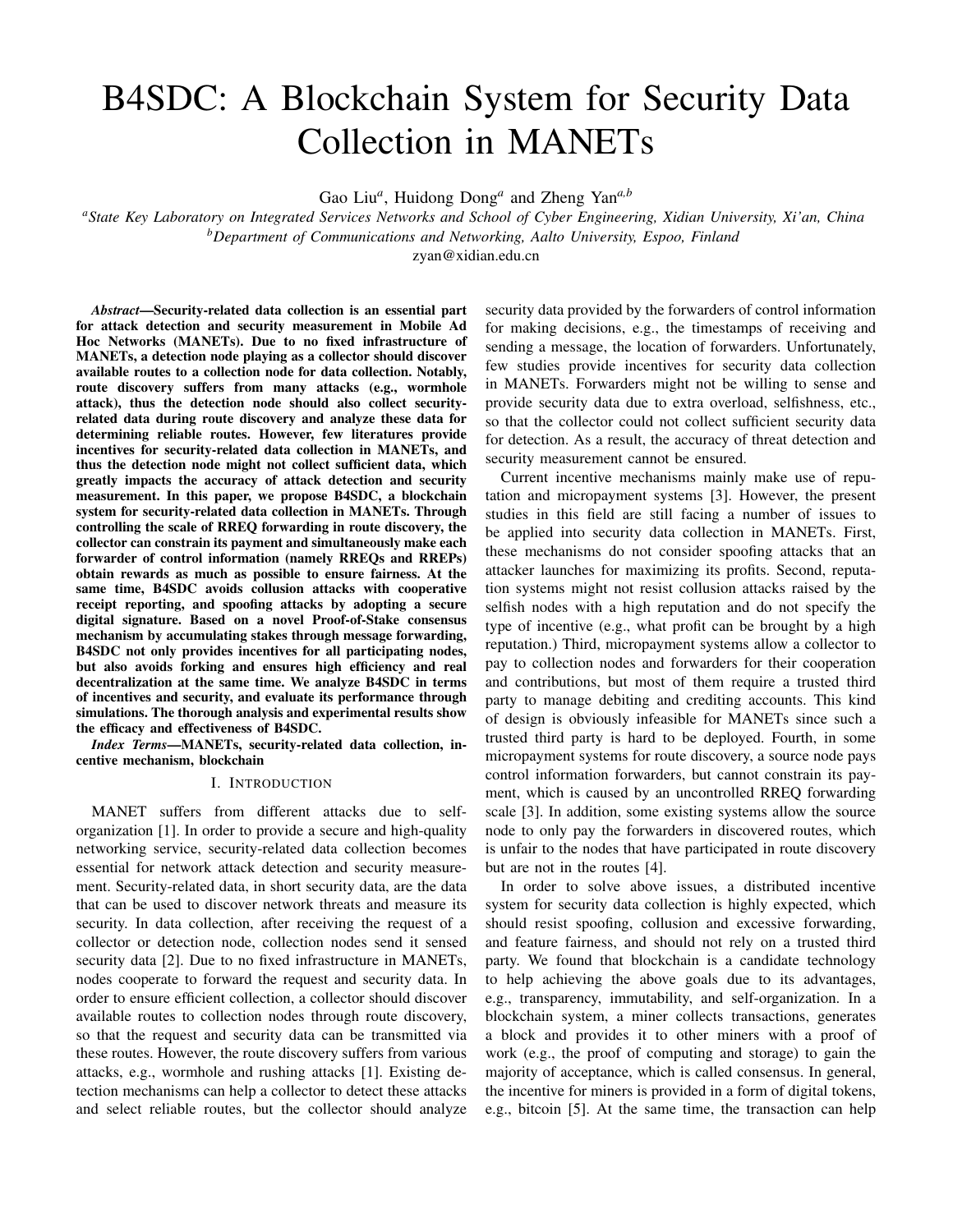# B4SDC: A Blockchain System for Security Data Collection in MANETs

Gao Liu[a], Huidong Dong[a] and Zheng Yan[a,b]

[a]State Key Laboratory on Integrated Services Networks and School of Cyber Engineering, Xidian University, Xi'an, China
[b]Department of Communications and Networking, Aalto University, Espoo, Finland
zyan@xidian.edu.cn

***Abstract*—Security-related data collection is an essential part for attack detection and security measurement in Mobile Ad Hoc Networks (MANETs). Due to no fixed infrastructure of MANETs, a detection node playing as a collector should discover available routes to a collection node for data collection. Notably, route discovery suffers from many attacks (e.g., wormhole attack), thus the detection node should also collect security-related data during route discovery and analyze these data for determining reliable routes. However, few literatures provide incentives for security-related data collection in MANETs, and thus the detection node might not collect sufficient data, which greatly impacts the accuracy of attack detection and security measurement. In this paper, we propose B4SDC, a blockchain system for security-related data collection in MANETs. Through controlling the scale of RREQ forwarding in route discovery, the collector can constrain its payment and simultaneously make each forwarder of control information (namely RREQs and RREPs) obtain rewards as much as possible to ensure fairness. At the same time, B4SDC avoids collusion attacks with cooperative receipt reporting, and spoofing attacks by adopting a secure digital signature. Based on a novel Proof-of-Stake consensus mechanism by accumulating stakes through message forwarding, B4SDC not only provides incentives for all participating nodes, but also avoids forking and ensures high efficiency and real decentralization at the same time. We analyze B4SDC in terms of incentives and security, and evaluate its performance through simulations. The thorough analysis and experimental results show the efficacy and effectiveness of B4SDC.**

***Index Terms*—MANETs, security-related data collection, incentive mechanism, blockchain**

## I. Introduction

MANET suffers from different attacks due to self-organization [1]. In order to provide a secure and high-quality networking service, security-related data collection becomes essential for network attack detection and security measurement. Security-related data, in short security data, are the data that can be used to discover network threats and measure its security. In data collection, after receiving the request of a collector or detection node, collection nodes send it sensed security data [2]. Due to no fixed infrastructure in MANETs, nodes cooperate to forward the request and security data. In order to ensure efficient collection, a collector should discover available routes to collection nodes through route discovery, so that the request and security data can be transmitted via these routes. However, the route discovery suffers from various attacks, e.g., wormhole and rushing attacks [1]. Existing detection mechanisms can help a collector to detect these attacks and select reliable routes, but the collector should analyze security data provided by the forwarders of control information for making decisions, e.g., the timestamps of receiving and sending a message, the location of forwarders. Unfortunately, few studies provide incentives for security data collection in MANETs. Forwarders might not be willing to sense and provide security data due to extra overload, selfishness, etc., so that the collector could not collect sufficient security data for detection. As a result, the accuracy of threat detection and security measurement cannot be ensured.

Current incentive mechanisms mainly make use of reputation and micropayment systems [3]. However, the present studies in this field are still facing a number of issues to be applied into security data collection in MANETs. First, these mechanisms do not consider spoofing attacks that an attacker launches for maximizing its profits. Second, reputation systems might not resist collusion attacks raised by the selfish nodes with a high reputation and do not specify the type of incentive (e.g., what profit can be brought by a high reputation.) Third, micropayment systems allow a collector to pay to collection nodes and forwarders for their cooperation and contributions, but most of them require a trusted third party to manage debiting and crediting accounts. This kind of design is obviously infeasible for MANETs since such a trusted third party is hard to be deployed. Fourth, in some micropayment systems for route discovery, a source node pays control information forwarders, but cannot constrain its payment, which is caused by an uncontrolled RREQ forwarding scale [3]. In addition, some existing systems allow the source node to only pay the forwarders in discovered routes, which is unfair to the nodes that have participated in route discovery but are not in the routes [4].

In order to solve above issues, a distributed incentive system for security data collection is highly expected, which should resist spoofing, collusion and excessive forwarding, and feature fairness, and should not rely on a trusted third party. We found that blockchain is a candidate technology to help achieving the above goals due to its advantages, e.g., transparency, immutability, and self-organization. In a blockchain system, a miner collects transactions, generates a block and provides it to other miners with a proof of work (e.g., the proof of computing and storage) to gain the majority of acceptance, which is called consensus. In general, the incentive for miners is provided in a form of digital tokens, e.g., bitcoin [5]. At the same time, the transaction can help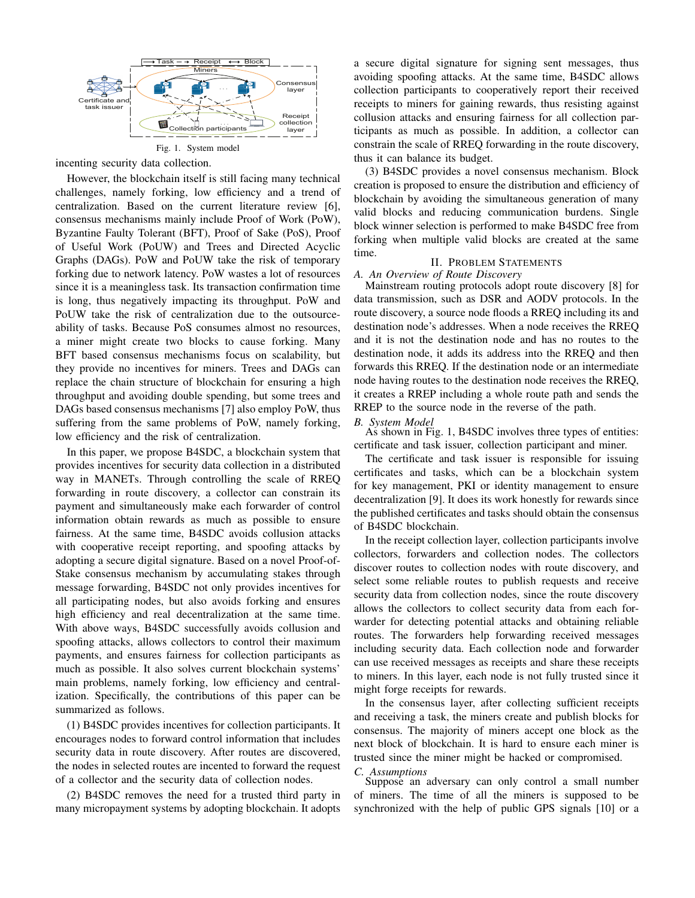Fig. 1. System model

incenting security data collection.

However, the blockchain itself is still facing many technical challenges, namely forking, low efficiency and a trend of centralization. Based on the current literature review [6], consensus mechanisms mainly include Proof of Work (PoW), Byzantine Faulty Tolerant (BFT), Proof of Sake (PoS), Proof of Useful Work (PoUW) and Trees and Directed Acyclic Graphs (DAGs). PoW and PoUW take the risk of temporary forking due to network latency. PoW wastes a lot of resources since it is a meaningless task. Its transaction confirmation time is long, thus negatively impacting its throughput. PoW and PoUW take the risk of centralization due to the outsource-ability of tasks. Because PoS consumes almost no resources, a miner might create two blocks to cause forking. Many BFT based consensus mechanisms focus on scalability, but they provide no incentives for miners. Trees and DAGs can replace the chain structure of blockchain for ensuring a high throughput and avoiding double spending, but some trees and DAGs based consensus mechanisms [7] also employ PoW, thus suffering from the same problems of PoW, namely forking, low efficiency and the risk of centralization.

In this paper, we propose B4SDC, a blockchain system that provides incentives for security data collection in a distributed way in MANETs. Through controlling the scale of RREQ forwarding in route discovery, a collector can constrain its payment and simultaneously make each forwarder of control information obtain rewards as much as possible to ensure fairness. At the same time, B4SDC avoids collusion attacks with cooperative receipt reporting, and spoofing attacks by adopting a secure digital signature. Based on a novel Proof-of-Stake consensus mechanism by accumulating stakes through message forwarding, B4SDC not only provides incentives for all participating nodes, but also avoids forking and ensures high efficiency and real decentralization at the same time. With above ways, B4SDC successfully avoids collusion and spoofing attacks, allows collectors to control their maximum payments, and ensures fairness for collection participants as much as possible. It also solves current blockchain systems' main problems, namely forking, low efficiency and centralization. Specifically, the contributions of this paper can be summarized as follows.

(1) B4SDC provides incentives for collection participants. It encourages nodes to forward control information that includes security data in route discovery. After routes are discovered, the nodes in selected routes are incented to forward the request of a collector and the security data of collection nodes.

(2) B4SDC removes the need for a trusted third party in many micropayment systems by adopting blockchain. It adopts a secure digital signature for signing sent messages, thus avoiding spoofing attacks. At the same time, B4SDC allows collection participants to cooperatively report their received receipts to miners for gaining rewards, thus resisting against collusion attacks and ensuring fairness for all collection participants as much as possible. In addition, a collector can constrain the scale of RREQ forwarding in the route discovery, thus it can balance its budget.

(3) B4SDC provides a novel consensus mechanism. Block creation is proposed to ensure the distribution and efficiency of blockchain by avoiding the simultaneous generation of many valid blocks and reducing communication burdens. Single block winner selection is performed to make B4SDC free from forking when multiple valid blocks are created at the same time.

## II. Problem Statements

### A. An Overview of Route Discovery

Mainstream routing protocols adopt route discovery [8] for data transmission, such as DSR and AODV protocols. In the route discovery, a source node floods a RREQ including its and destination node's addresses. When a node receives the RREQ and it is not the destination node and has no routes to the destination node, it adds its address into the RREQ and then forwards this RREQ. If the destination node or an intermediate node having routes to the destination node receives the RREQ, it creates a RREP including a whole route path and sends the RREP to the source node in the reverse of the path.

### B. System Model

As shown in Fig. 1, B4SDC involves three types of entities: certificate and task issuer, collection participant and miner.

The certificate and task issuer is responsible for issuing certificates and tasks, which can be a blockchain system for key management, PKI or identity management to ensure decentralization [9]. It does its work honestly for rewards since the published certificates and tasks should obtain the consensus of B4SDC blockchain.

In the receipt collection layer, collection participants involve collectors, forwarders and collection nodes. The collectors discover routes to collection nodes with route discovery, and select some reliable routes to publish requests and receive security data from collection nodes, since the route discovery allows the collectors to collect security data from each forwarder for detecting potential attacks and obtaining reliable routes. The forwarders help forwarding received messages including security data. Each collection node and forwarder can use received messages as receipts and share these receipts to miners. In this layer, each node is not fully trusted since it might forge receipts for rewards.

In the consensus layer, after collecting sufficient receipts and receiving a task, the miners create and publish blocks for consensus. The majority of miners accept one block as the next block of blockchain. It is hard to ensure each miner is trusted since the miner might be hacked or compromised.

### C. Assumptions

Suppose an adversary can only control a small number of miners. The time of all the miners is supposed to be synchronized with the help of public GPS signals [10] or a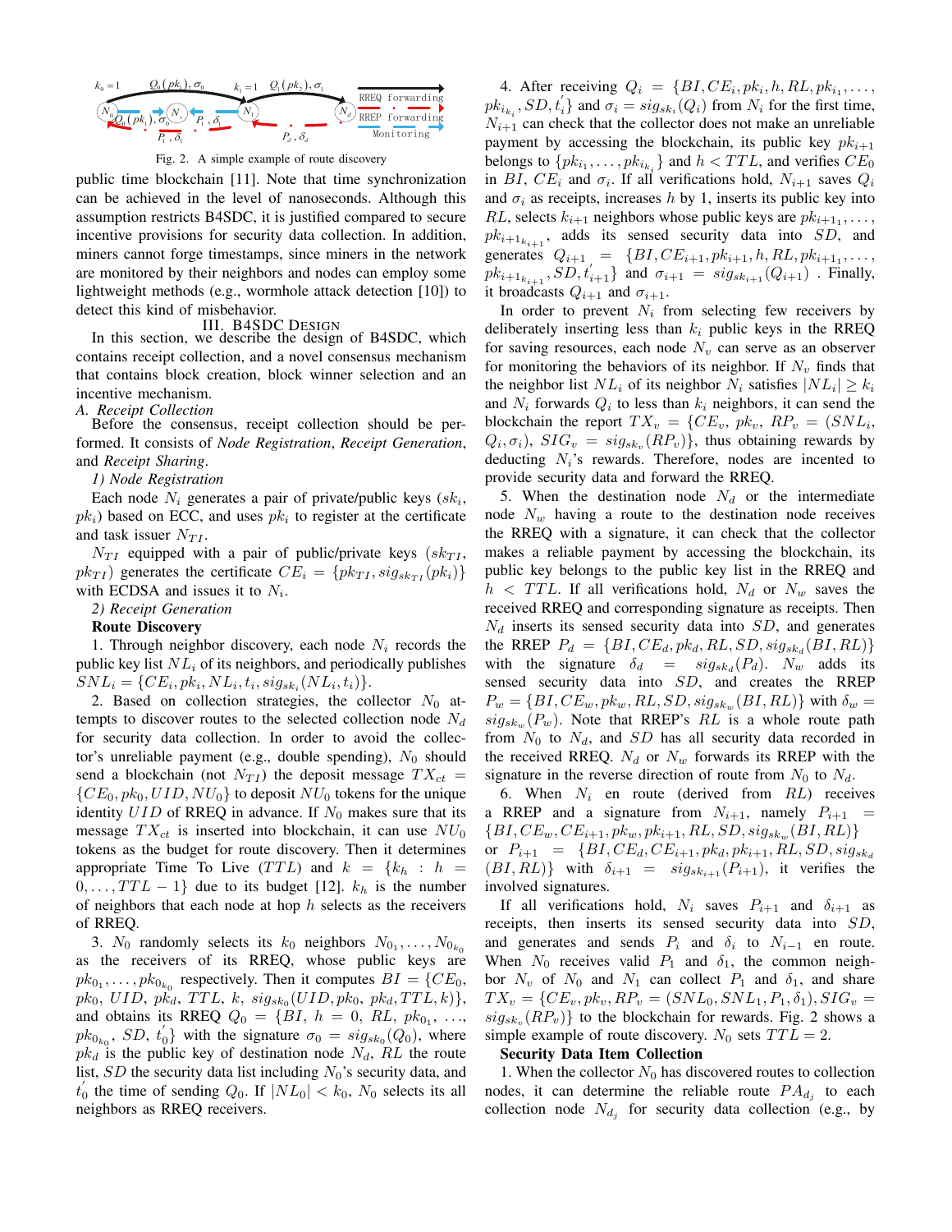Fig. 2. A simple example of route discovery

public time blockchain [11]. Note that time synchronization can be achieved in the level of nanoseconds. Although this assumption restricts B4SDC, it is justified compared to secure incentive provisions for security data collection. In addition, miners cannot forge timestamps, since miners in the network are monitored by their neighbors and nodes can employ some lightweight methods (e.g., wormhole attack detection [10]) to detect this kind of misbehavior.

## III. B4SDC Design

In this section, we describe the design of B4SDC, which contains receipt collection, and a novel consensus mechanism that contains block creation, block winner selection and an incentive mechanism.

### *A. Receipt Collection*

Before the consensus, receipt collection should be performed. It consists of *Node Registration*, *Receipt Generation*, and *Receipt Sharing*.

#### *1) Node Registration*

Each node $N_i$ generates a pair of private/public keys ($sk_i$, $pk_i$) based on ECC, and uses $pk_i$ to register at the certificate and task issuer $N_{TI}$.

$N_{TI}$ equipped with a pair of public/private keys ($sk_{TI}$, $pk_{TI}$) generates the certificate $CE_i = \{pk_{TI}, sig_{sk_{TI}}(pk_i)\}$ with ECDSA and issues it to $N_i$.

#### *2) Receipt Generation*

**Route Discovery**

1. Through neighbor discovery, each node $N_i$ records the public key list $NL_i$ of its neighbors, and periodically publishes $SNL_i = \{CE_i, pk_i, NL_i, t_i, sig_{sk_i}(NL_i, t_i)\}$.

2. Based on collection strategies, the collector $N_0$ attempts to discover routes to the selected collection node $N_d$ for security data collection. In order to avoid the collector's unreliable payment (e.g., double spending), $N_0$ should send a blockchain (not $N_{TI}$) the deposit message $TX_{ct} = \{CE_0, pk_0, UID, NU_0\}$ to deposit $NU_0$ tokens for the unique identity $UID$ of RREQ in advance. If $N_0$ makes sure that its message $TX_{ct}$ is inserted into blockchain, it can use $NU_0$ tokens as the budget for route discovery. Then it determines appropriate Time To Live ($TTL$) and $k = \{k_h : h = 0, \ldots, TTL-1\}$ due to its budget [12]. $k_h$ is the number of neighbors that each node at hop $h$ selects as the receivers of RREQ.

3. $N_0$ randomly selects its $k_0$ neighbors $N_{0_1}, \ldots, N_{0_{k_0}}$ as the receivers of its RREQ, whose public keys are $pk_{0_1}, \ldots, pk_{0_{k_0}}$ respectively. Then it computes $BI = \{CE_0, pk_0, UID, pk_d, TTL, k, sig_{sk_0}(UID, pk_0, pk_d, TTL, k)\}$, and obtains its RREQ $Q_0 = \{BI, h = 0, RL, pk_{0_1}, \ldots, pk_{0_{k_0}}, SD, t_0'\}$ with the signature $\sigma_0 = sig_{sk_0}(Q_0)$, where $pk_d$ is the public key of destination node $N_d$, $RL$ the route list, $SD$ the security data list including $N_0$'s security data, and $t_0'$ the time of sending $Q_0$. If $|NL_0| < k_0$, $N_0$ selects its all neighbors as RREQ receivers.

4. After receiving $Q_i = \{BI, CE_i, pk_i, h, RL, pk_{i_1}, \ldots, pk_{i_{k_i}}, SD, t_i'\}$ and $\sigma_i = sig_{sk_i}(Q_i)$ from $N_i$ for the first time, $N_{i+1}$ can check that the collector does not make an unreliable payment by accessing the blockchain, its public key $pk_{i+1}$ belongs to $\{pk_{i_1}, \ldots, pk_{i_{k_i}}\}$ and $h < TTL$, and verifies $CE_0$ in $BI$, $CE_i$ and $\sigma_i$. If all verifications hold, $N_{i+1}$ saves $Q_i$ and $\sigma_i$ as receipts, increases $h$ by 1, inserts its public key into $RL$, selects $k_{i+1}$ neighbors whose public keys are $pk_{i+1_1}, \ldots, pk_{i+1_{k_{i+1}}}$, adds its sensed security data into $SD$, and generates $Q_{i+1} = \{BI, CE_{i+1}, pk_{i+1}, h, RL, pk_{i+1_1}, \ldots, pk_{i+1_{k_{i+1}}}, SD, t_{i+1}'\}$ and $\sigma_{i+1} = sig_{sk_{i+1}}(Q_{i+1})$. Finally, it broadcasts $Q_{i+1}$ and $\sigma_{i+1}$.

In order to prevent $N_i$ from selecting few receivers by deliberately inserting less than $k_i$ public keys in the RREQ for saving resources, each node $N_v$ can serve as an observer for monitoring the behaviors of its neighbor. If $N_v$ finds that the neighbor list $NL_i$ of its neighbor $N_i$ satisfies $|NL_i| \geq k_i$ and $N_i$ forwards $Q_i$ to less than $k_i$ neighbors, it can send the blockchain the report $TX_v = \{CE_v, pk_v, RP_v = (SNL_i, Q_i, \sigma_i), SIG_v = sig_{sk_v}(RP_v)\}$, thus obtaining rewards by deducting $N_i$'s rewards. Therefore, nodes are incented to provide security data and forward the RREQ.

5. When the destination node $N_d$ or the intermediate node $N_w$ having a route to the destination node receives the RREQ with a signature, it can check that the collector makes a reliable payment by accessing the blockchain, its public key belongs to the public key list in the RREQ and $h < TTL$. If all verifications hold, $N_d$ or $N_w$ saves the received RREQ and corresponding signature as receipts. Then $N_d$ inserts its sensed security data into $SD$, and generates the RREP $P_d = \{BI, CE_d, pk_d, RL, SD, sig_{sk_d}(BI, RL)\}$ with the signature $\delta_d = sig_{sk_d}(P_d)$. $N_w$ adds its sensed security data into $SD$, and creates the RREP $P_w = \{BI, CE_w, pk_w, RL, SD, sig_{sk_w}(BI, RL)\}$ with $\delta_w = sig_{sk_w}(P_w)$. Note that RREP's $RL$ is a whole route path from $N_0$ to $N_d$, and $SD$ has all security data recorded in the received RREQ. $N_d$ or $N_w$ forwards its RREP with the signature in the reverse direction of route from $N_0$ to $N_d$.

6. When $N_i$ en route (derived from $RL$) receives a RREP and a signature from $N_{i+1}$, namely $P_{i+1} = \{BI, CE_w, CE_{i+1}, pk_w, pk_{i+1}, RL, SD, sig_{sk_w}(BI, RL)\}$ or $P_{i+1} = \{BI, CE_d, CE_{i+1}, pk_d, pk_{i+1}, RL, SD, sig_{sk_d}(BI, RL)\}$ with $\delta_{i+1} = sig_{sk_{i+1}}(P_{i+1})$, it verifies the involved signatures.

If all verifications hold, $N_i$ saves $P_{i+1}$ and $\delta_{i+1}$ as receipts, then inserts its sensed security data into $SD$, and generates and sends $P_i$ and $\delta_i$ to $N_{i-1}$ en route. When $N_0$ receives valid $P_1$ and $\delta_1$, the common neighbor $N_v$ of $N_0$ and $N_1$ can collect $P_1$ and $\delta_1$, and share $TX_v = \{CE_v, pk_v, RP_v = (SNL_0, SNL_1, P_1, \delta_1), SIG_v = sig_{sk_v}(RP_v)\}$ to the blockchain for rewards. Fig. 2 shows a simple example of route discovery. $N_0$ sets $TTL = 2$.

**Security Data Item Collection**

1. When the collector $N_0$ has discovered routes to collection nodes, it can determine the reliable route $PA_{d_j}$ to each collection node $N_{d_j}$ for security data collection (e.g., by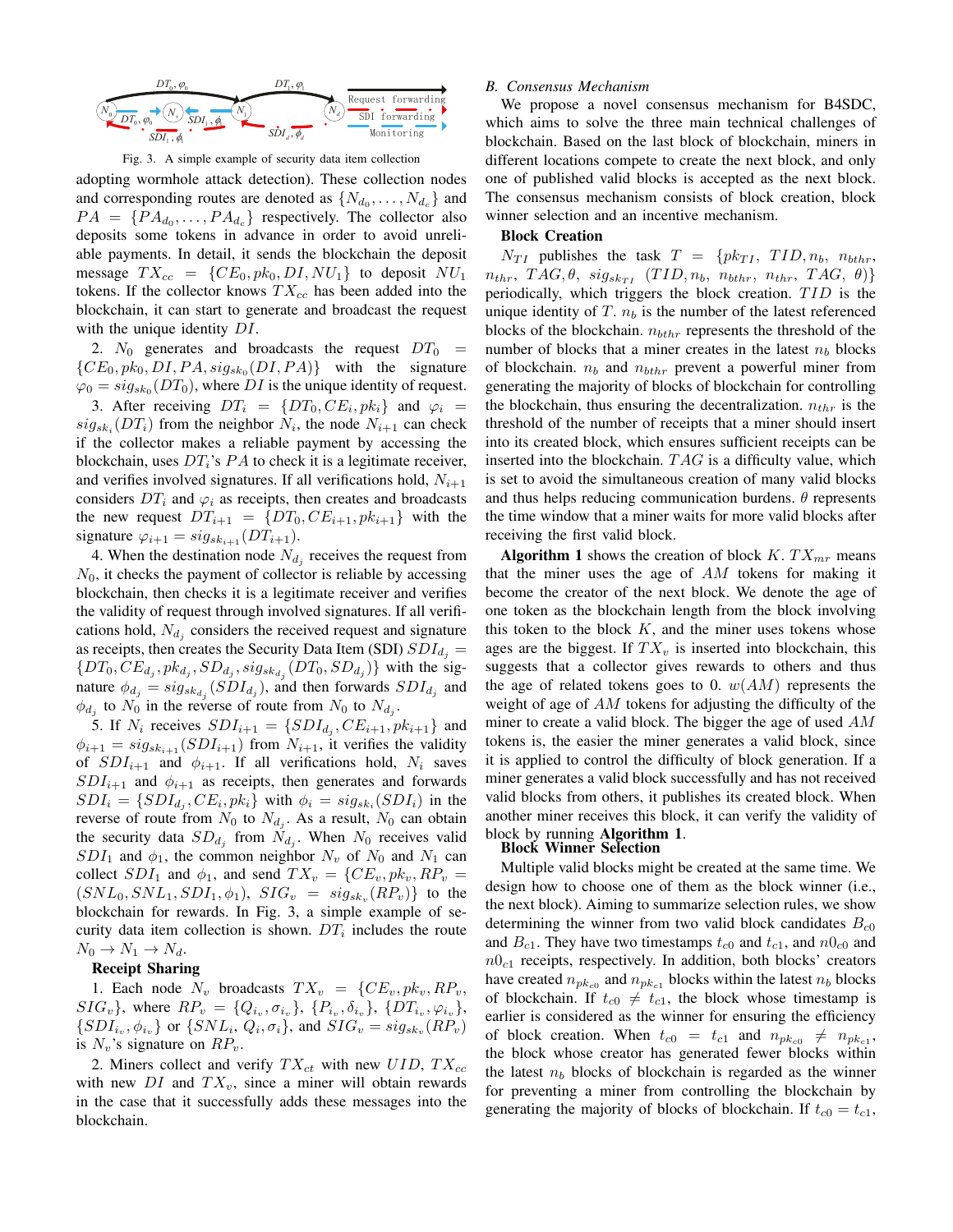Fig. 3. A simple example of security data item collection

adopting wormhole attack detection). These collection nodes and corresponding routes are denoted as $\{N_{d_0}, \ldots, N_{d_c}\}$ and $PA = \{PA_{d_0}, \ldots, PA_{d_c}\}$ respectively. The collector also deposits some tokens in advance in order to avoid unreliable payments. In detail, it sends the blockchain the deposit message $TX_{cc} = \{CE_0, pk_0, DI, NU_1\}$ to deposit $NU_1$ tokens. If the collector knows $TX_{cc}$ has been added into the blockchain, it can start to generate and broadcast the request with the unique identity $DI$.

2. $N_0$ generates and broadcasts the request $DT_0 = \{CE_0, pk_0, DI, PA, sig_{sk_0}(DI, PA)\}$ with the signature $\varphi_0 = sig_{sk_0}(DT_0)$, where $DI$ is the unique identity of request.

3. After receiving $DT_i = \{DT_0, CE_i, pk_i\}$ and $\varphi_i = sig_{sk_i}(DT_i)$ from the neighbor $N_i$, the node $N_{i+1}$ can check if the collector makes a reliable payment by accessing the blockchain, uses $DT_i$'s $PA$ to check it is a legitimate receiver, and verifies involved signatures. If all verifications hold, $N_{i+1}$ considers $DT_i$ and $\varphi_i$ as receipts, then creates and broadcasts the new request $DT_{i+1} = \{DT_0, CE_{i+1}, pk_{i+1}\}$ with the signature $\varphi_{i+1} = sig_{sk_{i+1}}(DT_{i+1})$.

4. When the destination node $N_{d_j}$ receives the request from $N_0$, it checks the payment of collector is reliable by accessing blockchain, then checks it is a legitimate receiver and verifies the validity of request through involved signatures. If all verifications hold, $N_{d_j}$ considers the received request and signature as receipts, then creates the Security Data Item (SDI) $SDI_{d_j} = \{DT_0, CE_{d_j}, pk_{d_j}, SD_{d_j}, sig_{sk_{d_j}}(DT_0, SD_{d_j})\}$ with the signature $\phi_{d_j} = sig_{sk_{d_j}}(SDI_{d_j})$, and then forwards $SDI_{d_j}$ and $\phi_{d_j}$ to $N_0$ in the reverse of route from $N_0$ to $N_{d_j}$.

5. If $N_i$ receives $SDI_{i+1} = \{SDI_{d_j}, CE_{i+1}, pk_{i+1}\}$ and $\phi_{i+1} = sig_{sk_{i+1}}(SDI_{i+1})$ from $N_{i+1}$, it verifies the validity of $SDI_{i+1}$ and $\phi_{i+1}$. If all verifications hold, $N_i$ saves $SDI_{i+1}$ and $\phi_{i+1}$ as receipts, then generates and forwards $SDI_i = \{SDI_{d_j}, CE_i, pk_i\}$ with $\phi_i = sig_{sk_i}(SDI_i)$ in the reverse of route from $N_0$ to $N_{d_j}$. As a result, $N_0$ can obtain the security data $SD_{d_j}$ from $N_{d_j}$. When $N_0$ receives valid $SDI_1$ and $\phi_1$, the common neighbor $N_v$ of $N_0$ and $N_1$ can collect $SDI_1$ and $\phi_1$, and send $TX_v = \{CE_v, pk_v, RP_v = (SNL_0, SNL_1, SDI_1, \phi_1), SIG_v = sig_{sk_v}(RP_v)\}$ to the blockchain for rewards. In Fig. 3, a simple example of security data item collection is shown. $DT_i$ includes the route $N_0 \rightarrow N_1 \rightarrow N_d$.

**Receipt Sharing**

1. Each node $N_v$ broadcasts $TX_v = \{CE_v, pk_v, RP_v, SIG_v\}$, where $RP_v = \{Q_{i_v}, \sigma_{i_v}\}$, $\{P_{i_v}, \delta_{i_v}\}$, $\{DT_{i_v}, \varphi_{i_v}\}$, $\{SDI_{i_v}, \phi_{i_v}\}$ or $\{SNL_i, Q_i, \sigma_i\}$, and $SIG_v = sig_{sk_v}(RP_v)$ is $N_v$'s signature on $RP_v$.

2. Miners collect and verify $TX_{ct}$ with new $UID$, $TX_{cc}$ with new $DI$ and $TX_v$, since a miner will obtain rewards in the case that it successfully adds these messages into the blockchain.

## *B. Consensus Mechanism*

We propose a novel consensus mechanism for B4SDC, which aims to solve the three main technical challenges of blockchain. Based on the last block of blockchain, miners in different locations compete to create the next block, and only one of published valid blocks is accepted as the next block. The consensus mechanism consists of block creation, block winner selection and an incentive mechanism.

**Block Creation**

$N_{TI}$ publishes the task $T = \{pk_{TI}, TID, n_b, n_{bthr}, n_{thr}, TAG, \theta, sig_{sk_{TI}}(TID, n_b, n_{bthr}, n_{thr}, TAG, \theta)\}$ periodically, which triggers the block creation. $TID$ is the unique identity of $T$. $n_b$ is the number of the latest referenced blocks of the blockchain. $n_{bthr}$ represents the threshold of the number of blocks that a miner creates in the latest $n_b$ blocks of blockchain. $n_b$ and $n_{bthr}$ prevent a powerful miner from generating the majority of blocks of blockchain for controlling the blockchain, thus ensuring the decentralization. $n_{thr}$ is the threshold of the number of receipts that a miner should insert into its created block, which ensures sufficient receipts can be inserted into the blockchain. $TAG$ is a difficulty value, which is set to avoid the simultaneous creation of many valid blocks and thus helps reducing communication burdens. $\theta$ represents the time window that a miner waits for more valid blocks after receiving the first valid block.

**Algorithm 1** shows the creation of block $K$. $TX_{mr}$ means that the miner uses the age of $AM$ tokens for making it become the creator of the next block. We denote the age of one token as the blockchain length from the block involving this token to the block $K$, and the miner uses tokens whose ages are the biggest. If $TX_v$ is inserted into blockchain, this suggests that a collector gives rewards to others and thus the age of related tokens goes to 0. $w(AM)$ represents the weight of age of $AM$ tokens for adjusting the difficulty of the miner to create a valid block. The bigger the age of used $AM$ tokens is, the easier the miner generates a valid block, since it is applied to control the difficulty of block generation. If a miner generates a valid block successfully and has not received valid blocks from others, it publishes its created block. When another miner receives this block, it can verify the validity of block by running **Algorithm 1**.

**Block Winner Selection**

Multiple valid blocks might be created at the same time. We design how to choose one of them as the block winner (i.e., the next block). Aiming to summarize selection rules, we show determining the winner from two valid block candidates $B_{c0}$ and $B_{c1}$. They have two timestamps $t_{c0}$ and $t_{c1}$, and $n0_{c0}$ and $n0_{c1}$ receipts, respectively. In addition, both blocks' creators have created $n_{pk_{c0}}$ and $n_{pk_{c1}}$ blocks within the latest $n_b$ blocks of blockchain. If $t_{c0} \neq t_{c1}$, the block whose timestamp is earlier is considered as the winner for ensuring the efficiency of block creation. When $t_{c0} = t_{c1}$ and $n_{pk_{c0}} \neq n_{pk_{c1}}$, the block whose creator has generated fewer blocks within the latest $n_b$ blocks of blockchain is regarded as the winner for preventing a miner from controlling the blockchain by generating the majority of blocks of blockchain. If $t_{c0} = t_{c1}$,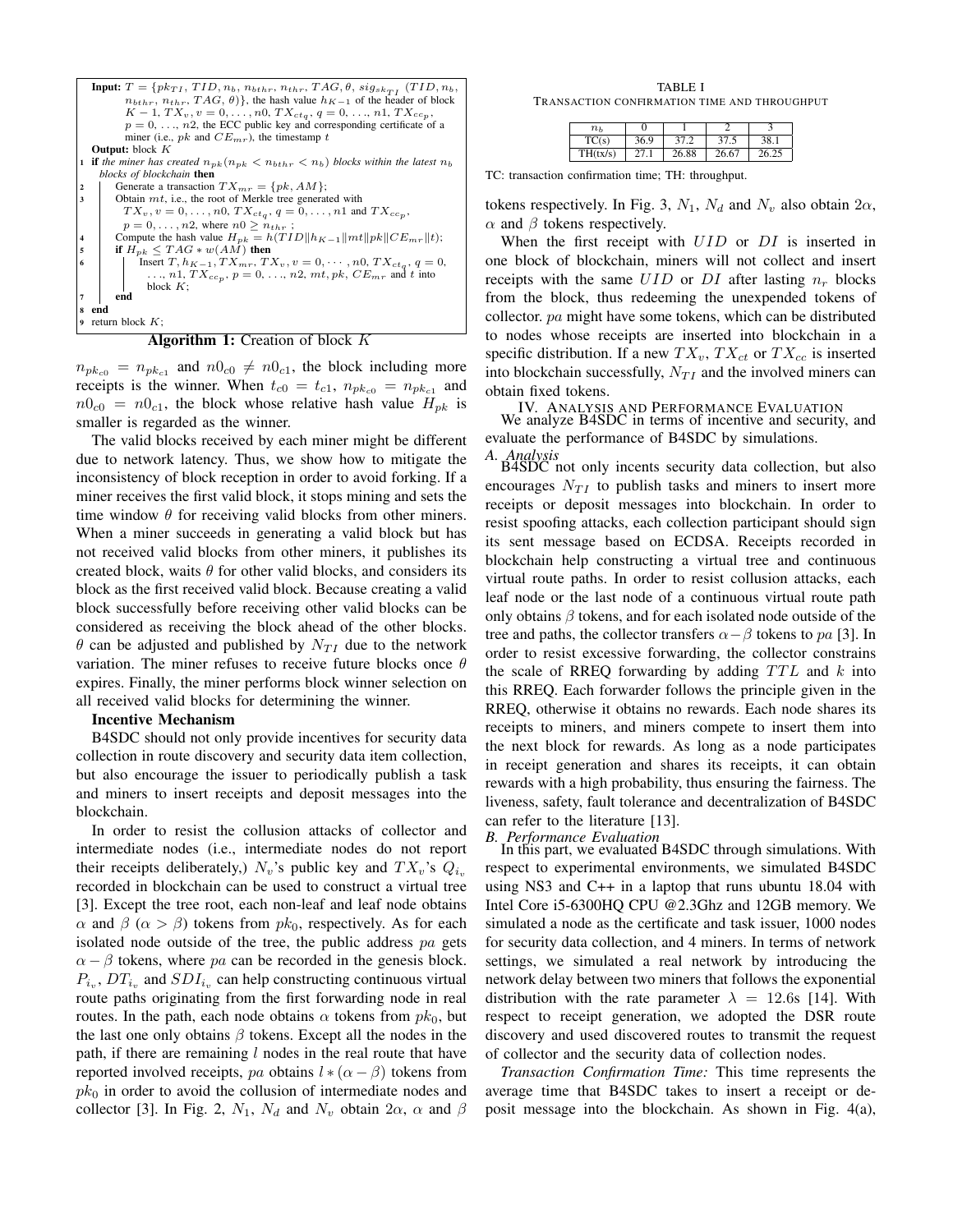**Input:** $T = \{pk_{TI}, TID, n_b, n_{bthr}, n_{thr}, TAG, \theta, sig_{sk_{TI}}(TID, n_b, n_{bthr}, n_{thr}, TAG, \theta)\}$, the hash value $h_{K-1}$ of the header of block $K-1$, $TX_v, v = 0, \ldots, n0$, $TX_{ct_q}, q = 0, \ldots, n1$, $TX_{cc_p}, p = 0, \ldots, n2$, the ECC public key and corresponding certificate of a miner (i.e., $pk$ and $CE_{mr}$), the timestamp $t$

**Output:** block $K$

```
1 if the miner has created n_pk (n_pk < n_bthr < n_b) blocks within the latest n_b blocks of blockchain then
2     Generate a transaction TX_mr = {pk, AM};
3     Obtain mt, i.e., the root of Merkle tree generated with
          TX_v, v = 0, ..., n0, TX_ct_q, q = 0, ..., n1 and TX_cc_p,
          p = 0, ..., n2, where n0 ≥ n_thr ;
4     Compute the hash value H_pk = h(TID||h_{K-1}||mt||pk||CE_mr||t);
5     if H_pk ≤ TAG * w(AM) then
6         Insert T, h_{K-1}, TX_mr, TX_v, v = 0, ..., n0, TX_ct_q, q = 0,
              ..., n1, TX_cc_p, p = 0, ..., n2, mt, pk, CE_mr and t into
              block K;
7     end
8 end
9 return block K;
```

**Algorithm 1:** Creation of block $K$

$n_{pk_{c0}} = n_{pk_{c1}}$ and $n0_{c0} \neq n0_{c1}$, the block including more receipts is the winner. When $t_{c0} = t_{c1}$, $n_{pk_{c0}} = n_{pk_{c1}}$ and $n0_{c0} = n0_{c1}$, the block whose relative hash value $H_{pk}$ is smaller is regarded as the winner.

The valid blocks received by each miner might be different due to network latency. Thus, we show how to mitigate the inconsistency of block reception in order to avoid forking. If a miner receives the first valid block, it stops mining and sets the time window $\theta$ for receiving valid blocks from other miners. When a miner succeeds in generating a valid block but has not received valid blocks from other miners, it publishes its created block, waits $\theta$ for other valid blocks, and considers its block as the first received valid block. Because creating a valid block successfully before receiving other valid blocks can be considered as receiving the block ahead of the other blocks. $\theta$ can be adjusted and published by $N_{TI}$ due to the network variation. The miner refuses to receive future blocks once $\theta$ expires. Finally, the miner performs block winner selection on all received valid blocks for determining the winner.

**Incentive Mechanism**

B4SDC should not only provide incentives for security data collection in route discovery and security data item collection, but also encourage the issuer to periodically publish a task and miners to insert receipts and deposit messages into the blockchain.

In order to resist the collusion attacks of collector and intermediate nodes (i.e., intermediate nodes do not report their receipts deliberately,) $N_v$'s public key and $TX_v$'s $Q_{i_v}$ recorded in blockchain can be used to construct a virtual tree [3]. Except the tree root, each non-leaf and leaf node obtains $\alpha$ and $\beta$ ($\alpha > \beta$) tokens from $pk_0$, respectively. As for each isolated node outside of the tree, the public address $pa$ gets $\alpha - \beta$ tokens, where $pa$ can be recorded in the genesis block. $P_{i_v}$, $DT_{i_v}$ and $SDI_{i_v}$ can help constructing continuous virtual route paths originating from the first forwarding node in real routes. In the path, each node obtains $\alpha$ tokens from $pk_0$, but the last one only obtains $\beta$ tokens. Except all the nodes in the path, if there are remaining $l$ nodes in the real route that have reported involved receipts, $pa$ obtains $l * (\alpha - \beta)$ tokens from $pk_0$ in order to avoid the collusion of intermediate nodes and collector [3]. In Fig. 2, $N_1$, $N_d$ and $N_v$ obtain $2\alpha$, $\alpha$ and $\beta$ tokens respectively. In Fig. 3, $N_1$, $N_d$ and $N_v$ also obtain $2\alpha$, $\alpha$ and $\beta$ tokens respectively.

When the first receipt with $UID$ or $DI$ is inserted in one block of blockchain, miners will not collect and insert receipts with the same $UID$ or $DI$ after lasting $n_r$ blocks from the block, thus redeeming the unexpended tokens of collector. $pa$ might have some tokens, which can be distributed to nodes whose receipts are inserted into blockchain in a specific distribution. If a new $TX_v$, $TX_{ct}$ or $TX_{cc}$ is inserted into blockchain successfully, $N_{TI}$ and the involved miners can obtain fixed tokens.

TABLE I
TRANSACTION CONFIRMATION TIME AND THROUGHPUT

| $n_b$ | 0 | 1 | 2 | 3 |
|---|---|---|---|---|
| TC(s) | 36.9 | 37.2 | 37.5 | 38.1 |
| TH(tx/s) | 27.1 | 26.88 | 26.67 | 26.25 |

TC: transaction confirmation time; TH: throughput.

## IV. Analysis and Performance Evaluation

We analyze B4SDC in terms of incentive and security, and evaluate the performance of B4SDC by simulations.

### *A. Analysis*

B4SDC not only incents security data collection, but also encourages $N_{TI}$ to publish tasks and miners to insert more receipts or deposit messages into blockchain. In order to resist spoofing attacks, each collection participant should sign its sent message based on ECDSA. Receipts recorded in blockchain help constructing a virtual tree and continuous virtual route paths. In order to resist collusion attacks, each leaf node or the last node of a continuous virtual route path only obtains $\beta$ tokens, and for each isolated node outside of the tree and paths, the collector transfers $\alpha - \beta$ tokens to $pa$ [3]. In order to resist excessive forwarding, the collector constrains the scale of RREQ forwarding by adding $TTL$ and $k$ into this RREQ. Each forwarder follows the principle given in the RREQ, otherwise it obtains no rewards. Each node shares its receipts to miners, and miners compete to insert them into the next block for rewards. As long as a node participates in receipt generation and shares its receipts, it can obtain rewards with a high probability, thus ensuring the fairness. The liveness, safety, fault tolerance and decentralization of B4SDC can refer to the literature [13].

### *B. Performance Evaluation*

In this part, we evaluated B4SDC through simulations. With respect to experimental environments, we simulated B4SDC using NS3 and C++ in a laptop that runs ubuntu 18.04 with Intel Core i5-6300HQ CPU @2.3Ghz and 12GB memory. We simulated a node as the certificate and task issuer, 1000 nodes for security data collection, and 4 miners. In terms of network settings, we simulated a real network by introducing the network delay between two miners that follows the exponential distribution with the rate parameter $\lambda = 12.6$s [14]. With respect to receipt generation, we adopted the DSR route discovery and used discovered routes to transmit the request of collector and the security data of collection nodes.

*Transaction Confirmation Time:* This time represents the average time that B4SDC takes to insert a receipt or deposit message into the blockchain. As shown in Fig. 4(a),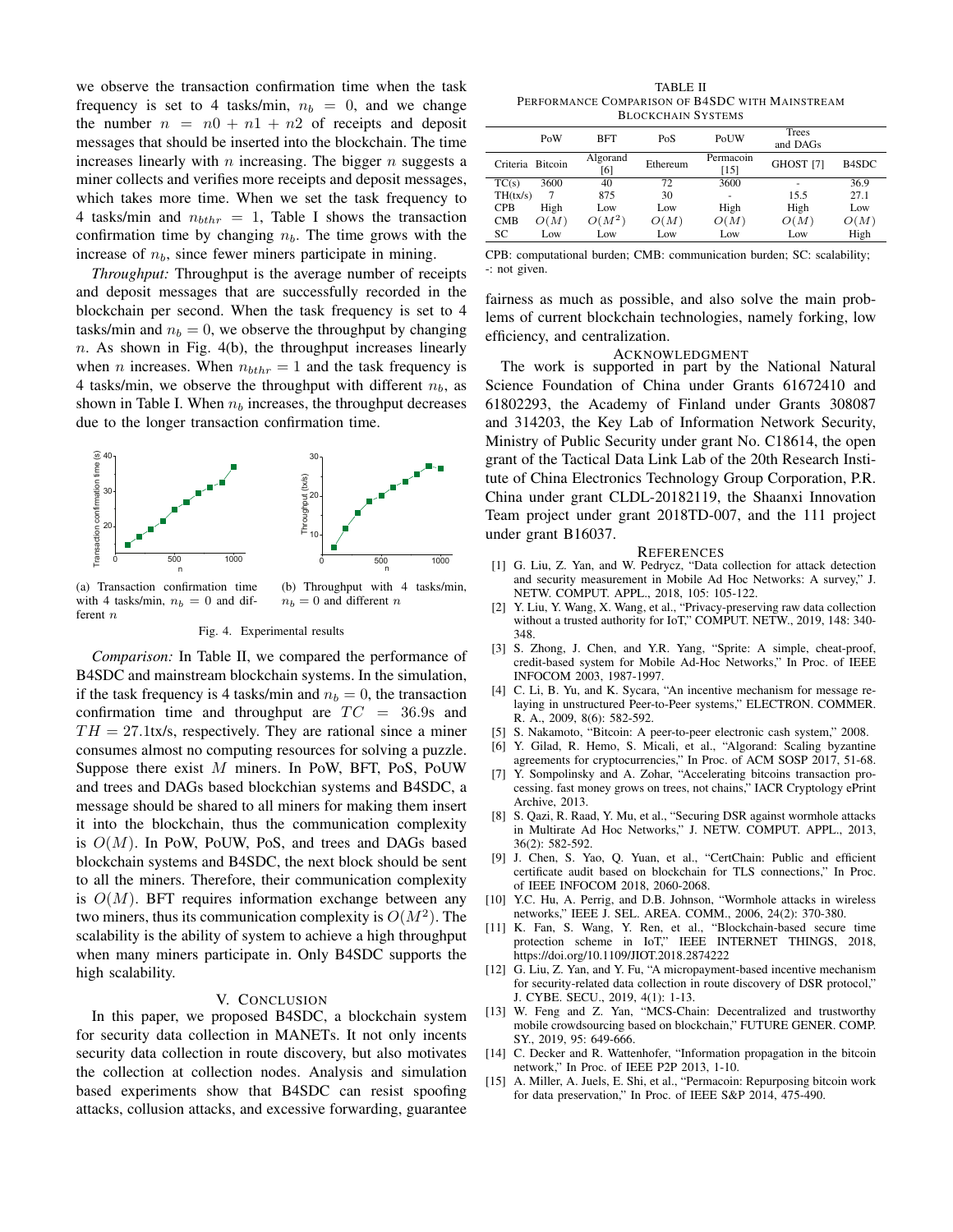we observe the transaction confirmation time when the task frequency is set to 4 tasks/min, $n_b = 0$, and we change the number $n = n0 + n1 + n2$ of receipts and deposit messages that should be inserted into the blockchain. The time increases linearly with $n$ increasing. The bigger $n$ suggests a miner collects and verifies more receipts and deposit messages, which takes more time. When we set the task frequency to 4 tasks/min and $n_{bthr} = 1$, Table I shows the transaction confirmation time by changing $n_b$. The time grows with the increase of $n_b$, since fewer miners participate in mining.

*Throughput:* Throughput is the average number of receipts and deposit messages that are successfully recorded in the blockchain per second. When the task frequency is set to 4 tasks/min and $n_b = 0$, we observe the throughput by changing $n$. As shown in Fig. 4(b), the throughput increases linearly when $n$ increases. When $n_{bthr} = 1$ and the task frequency is 4 tasks/min, we observe the throughput with different $n_b$, as shown in Table I. When $n_b$ increases, the throughput decreases due to the longer transaction confirmation time.

Transaction confirmation time (s)
40
30
20
0
500
1000
n

(a) Transaction confirmation time with 4 tasks/min, $n_b = 0$ and different $n$

Throughput (tx/s)
30
20
10
0
500
1000
n

(b) Throughput with 4 tasks/min, $n_b = 0$ and different $n$

Fig. 4. Experimental results

*Comparison:* In Table II, we compared the performance of B4SDC and mainstream blockchain systems. In the simulation, if the task frequency is 4 tasks/min and $n_b = 0$, the transaction confirmation time and throughput are $TC = 36.9$s and $TH = 27.1$tx/s, respectively. They are rational since a miner consumes almost no computing resources for solving a puzzle. Suppose there exist $M$ miners. In PoW, BFT, PoS, PoUW and trees and DAGs based blockchian systems and B4SDC, a message should be shared to all miners for making them insert it into the blockchain, thus the communication complexity is $O(M)$. In PoW, PoUW, PoS, and trees and DAGs based blockchain systems and B4SDC, the next block should be sent to all the miners. Therefore, their communication complexity is $O(M)$. BFT requires information exchange between any two miners, thus its communication complexity is $O(M^2)$. The scalability is the ability of system to achieve a high throughput when many miners participate in. Only B4SDC supports the high scalability.

TABLE II
PERFORMANCE COMPARISON OF B4SDC WITH MAINSTREAM BLOCKCHAIN SYSTEMS

| | PoW | BFT | PoS | PoUW | Trees and DAGs | |
|---|---|---|---|---|---|---|
| Criteria | Bitcoin | Algorand [6] | Ethereum | Permacoin [15] | GHOST [7] | B4SDC |
| TC(s) | 3600 | 40 | 72 | 3600 | - | 36.9 |
| TH(tx/s) | 7 | 875 | 30 | - | 15.5 | 27.1 |
| CPB | High | Low | Low | High | High | Low |
| CMB | $O(M)$ | $O(M^2)$ | $O(M)$ | $O(M)$ | $O(M)$ | $O(M)$ |
| SC | Low | Low | Low | Low | Low | High |

CPB: computational burden; CMB: communication burden; SC: scalability; -: not given.

## V. CONCLUSION

In this paper, we proposed B4SDC, a blockchain system for security data collection in MANETs. It not only incents security data collection in route discovery, but also motivates the collection at collection nodes. Analysis and simulation based experiments show that B4SDC can resist spoofing attacks, collusion attacks, and excessive forwarding, guarantee fairness as much as possible, and also solve the main problems of current blockchain technologies, namely forking, low efficiency, and centralization.

## ACKNOWLEDGMENT

The work is supported in part by the National Natural Science Foundation of China under Grants 61672410 and 61802293, the Academy of Finland under Grants 308087 and 314203, the Key Lab of Information Network Security, Ministry of Public Security under grant No. C18614, the open grant of the Tactical Data Link Lab of the 20th Research Institute of China Electronics Technology Group Corporation, P.R. China under grant CLDL-20182119, the Shaanxi Innovation Team project under grant 2018TD-007, and the 111 project under grant B16037.

## REFERENCES

[1] G. Liu, Z. Yan, and W. Pedrycz, "Data collection for attack detection and security measurement in Mobile Ad Hoc Networks: A survey," J. NETW. COMPUT. APPL., 2018, 105: 105-122.

[2] Y. Liu, Y. Wang, X. Wang, et al., "Privacy-preserving raw data collection without a trusted authority for IoT," COMPUT. NETW., 2019, 148: 340-348.

[3] S. Zhong, J. Chen, and Y.R. Yang, "Sprite: A simple, cheat-proof, credit-based system for Mobile Ad-Hoc Networks," In Proc. of IEEE INFOCOM 2003, 1987-1997.

[4] C. Li, B. Yu, and K. Sycara, "An incentive mechanism for message relaying in unstructured Peer-to-Peer systems," ELECTRON. COMMER. R. A., 2009, 8(6): 582-592.

[5] S. Nakamoto, "Bitcoin: A peer-to-peer electronic cash system," 2008.

[6] Y. Gilad, R. Hemo, S. Micali, et al., "Algorand: Scaling byzantine agreements for cryptocurrencies," In Proc. of ACM SOSP 2017, 51-68.

[7] Y. Sompolinsky and A. Zohar, "Accelerating bitcoins transaction processing. fast money grows on trees, not chains," IACR Cryptology ePrint Archive, 2013.

[8] S. Qazi, R. Raad, Y. Mu, et al., "Securing DSR against wormhole attacks in Multirate Ad Hoc Networks," J. NETW. COMPUT. APPL., 2013, 36(2): 582-592.

[9] J. Chen, S. Yao, Q. Yuan, et al., "CertChain: Public and efficient certificate audit based on blockchain for TLS connections," In Proc. of IEEE INFOCOM 2018, 2060-2068.

[10] Y.C. Hu, A. Perrig, and D.B. Johnson, "Wormhole attacks in wireless networks," IEEE J. SEL. AREA. COMM., 2006, 24(2): 370-380.

[11] K. Fan, S. Wang, Y. Ren, et al., "Blockchain-based secure time protection scheme in IoT," IEEE INTERNET THINGS, 2018, https://doi.org/10.1109/JIOT.2018.2874222

[12] G. Liu, Z. Yan, and Y. Fu, "A micropayment-based incentive mechanism for security-related data collection in route discovery of DSR protocol," J. CYBE. SECU., 2019, 4(1): 1-13.

[13] W. Feng and Z. Yan, "MCS-Chain: Decentralized and trustworthy mobile crowdsourcing based on blockchain," FUTURE GENER. COMP. SY., 2019, 95: 649-666.

[14] C. Decker and R. Wattenhofer, "Information propagation in the bitcoin network," In Proc. of IEEE P2P 2013, 1-10.

[15] A. Miller, A. Juels, E. Shi, et al., "Permacoin: Repurposing bitcoin work for data preservation," In Proc. of IEEE S&P 2014, 475-490.